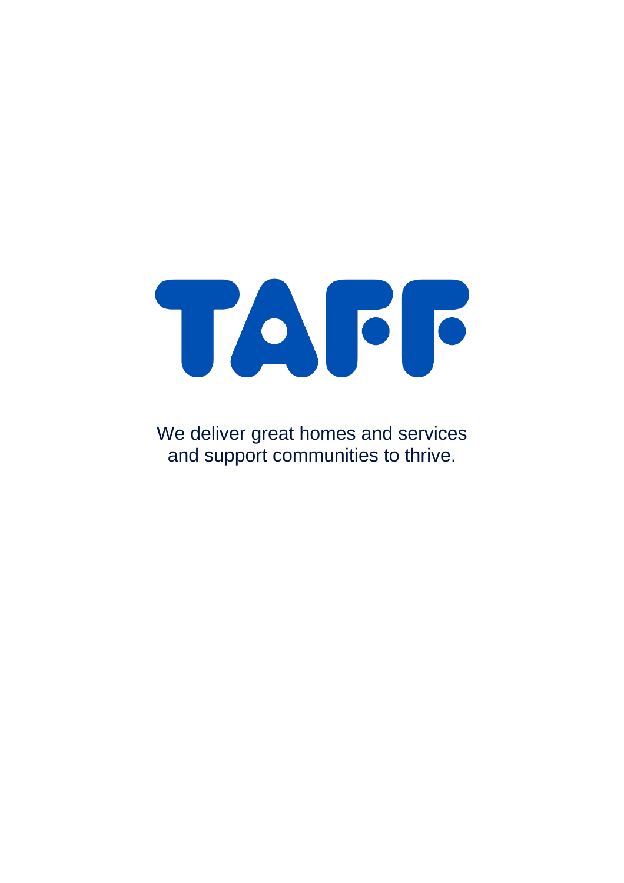# TAFF

We deliver great homes and services and support communities to thrive.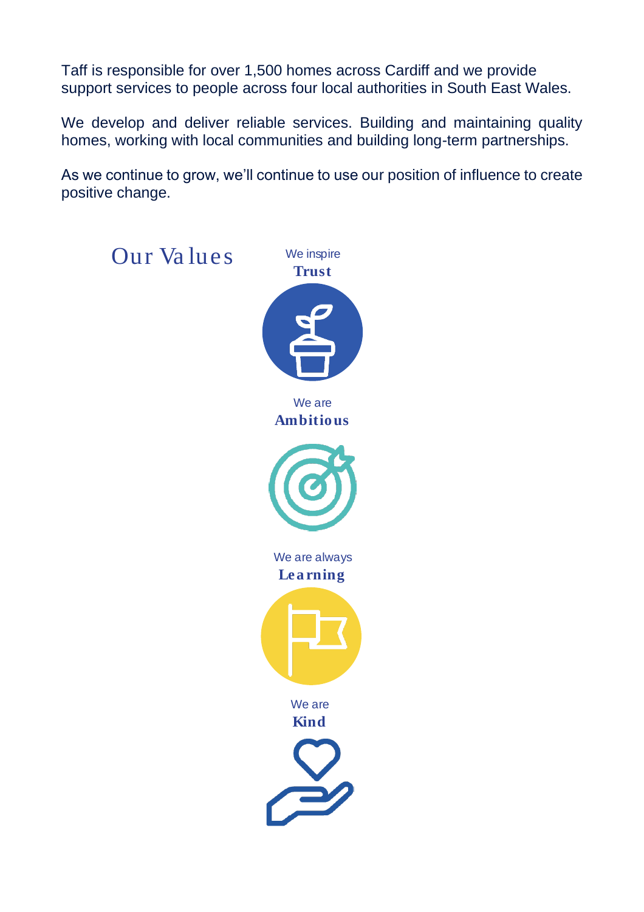Taff is responsible for over 1,500 homes across Cardiff and we provide support services to people across four local authorities in South East Wales.

We develop and deliver reliable services. Building and maintaining quality homes, working with local communities and building long-term partnerships.

As we continue to grow, we'll continue to use our position of influence to create positive change.

## Our Values

We inspire
**Trust**

We are
**Ambitious**

We are always
**Learning**

We are
**Kind**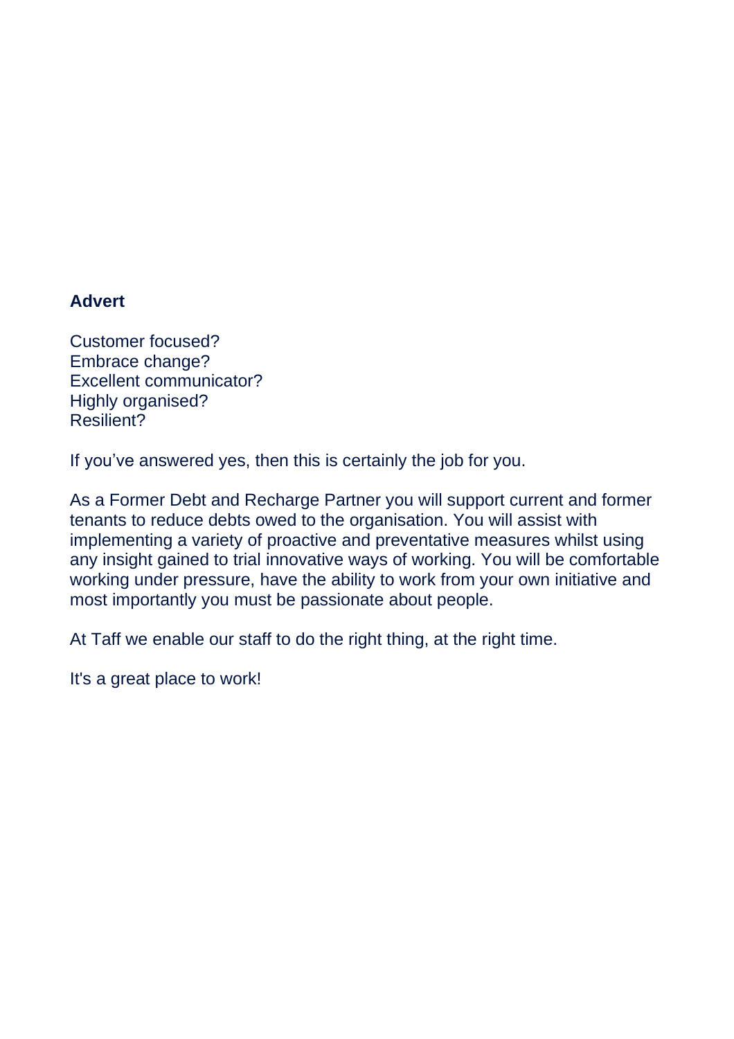**Advert**

Customer focused?
Embrace change?
Excellent communicator?
Highly organised?
Resilient?

If you've answered yes, then this is certainly the job for you.

As a Former Debt and Recharge Partner you will support current and former tenants to reduce debts owed to the organisation. You will assist with implementing a variety of proactive and preventative measures whilst using any insight gained to trial innovative ways of working. You will be comfortable working under pressure, have the ability to work from your own initiative and most importantly you must be passionate about people.

At Taff we enable our staff to do the right thing, at the right time.

It's a great place to work!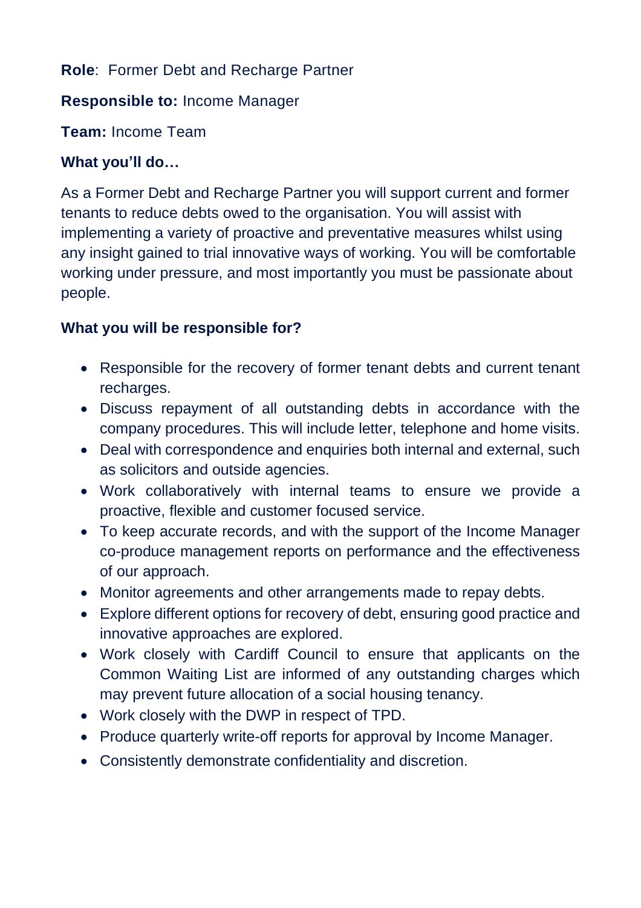**Role**: Former Debt and Recharge Partner

**Responsible to:** Income Manager

**Team:** Income Team

**What you'll do…**

As a Former Debt and Recharge Partner you will support current and former tenants to reduce debts owed to the organisation. You will assist with implementing a variety of proactive and preventative measures whilst using any insight gained to trial innovative ways of working. You will be comfortable working under pressure, and most importantly you must be passionate about people.

**What you will be responsible for?**

- Responsible for the recovery of former tenant debts and current tenant recharges.
- Discuss repayment of all outstanding debts in accordance with the company procedures. This will include letter, telephone and home visits.
- Deal with correspondence and enquiries both internal and external, such as solicitors and outside agencies.
- Work collaboratively with internal teams to ensure we provide a proactive, flexible and customer focused service.
- To keep accurate records, and with the support of the Income Manager co-produce management reports on performance and the effectiveness of our approach.
- Monitor agreements and other arrangements made to repay debts.
- Explore different options for recovery of debt, ensuring good practice and innovative approaches are explored.
- Work closely with Cardiff Council to ensure that applicants on the Common Waiting List are informed of any outstanding charges which may prevent future allocation of a social housing tenancy.
- Work closely with the DWP in respect of TPD.
- Produce quarterly write-off reports for approval by Income Manager.
- Consistently demonstrate confidentiality and discretion.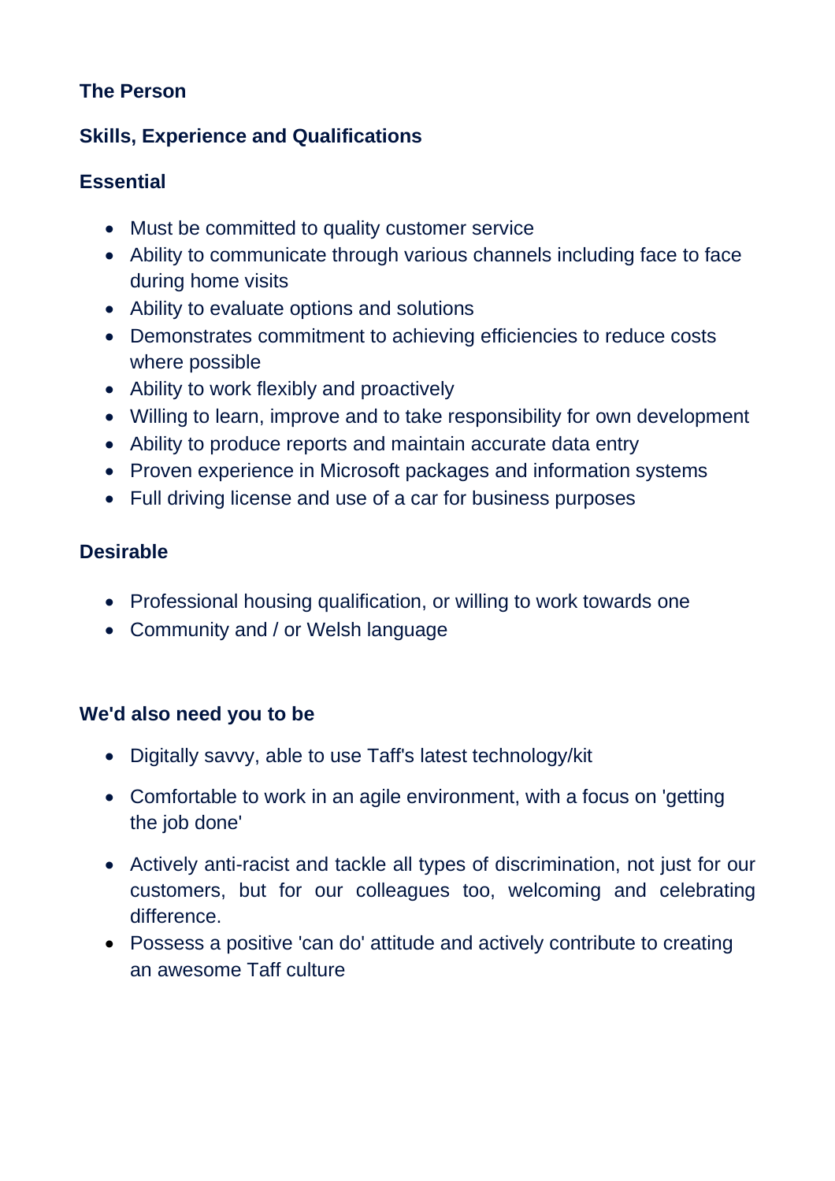## The Person

### Skills, Experience and Qualifications

### Essential

- Must be committed to quality customer service
- Ability to communicate through various channels including face to face during home visits
- Ability to evaluate options and solutions
- Demonstrates commitment to achieving efficiencies to reduce costs where possible
- Ability to work flexibly and proactively
- Willing to learn, improve and to take responsibility for own development
- Ability to produce reports and maintain accurate data entry
- Proven experience in Microsoft packages and information systems
- Full driving license and use of a car for business purposes

### Desirable

- Professional housing qualification, or willing to work towards one
- Community and / or Welsh language

### We'd also need you to be

- Digitally savvy, able to use Taff's latest technology/kit
- Comfortable to work in an agile environment, with a focus on 'getting the job done'
- Actively anti-racist and tackle all types of discrimination, not just for our customers, but for our colleagues too, welcoming and celebrating difference.
- Possess a positive 'can do' attitude and actively contribute to creating an awesome Taff culture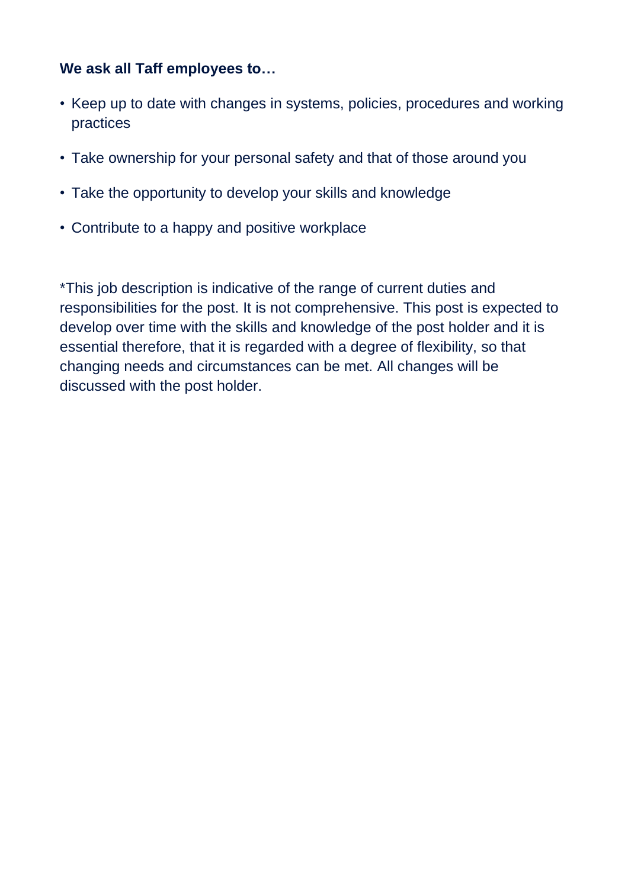**We ask all Taff employees to…**

- Keep up to date with changes in systems, policies, procedures and working practices
- Take ownership for your personal safety and that of those around you
- Take the opportunity to develop your skills and knowledge
- Contribute to a happy and positive workplace

*This job description is indicative of the range of current duties and responsibilities for the post. It is not comprehensive. This post is expected to develop over time with the skills and knowledge of the post holder and it is essential therefore, that it is regarded with a degree of flexibility, so that changing needs and circumstances can be met. All changes will be discussed with the post holder.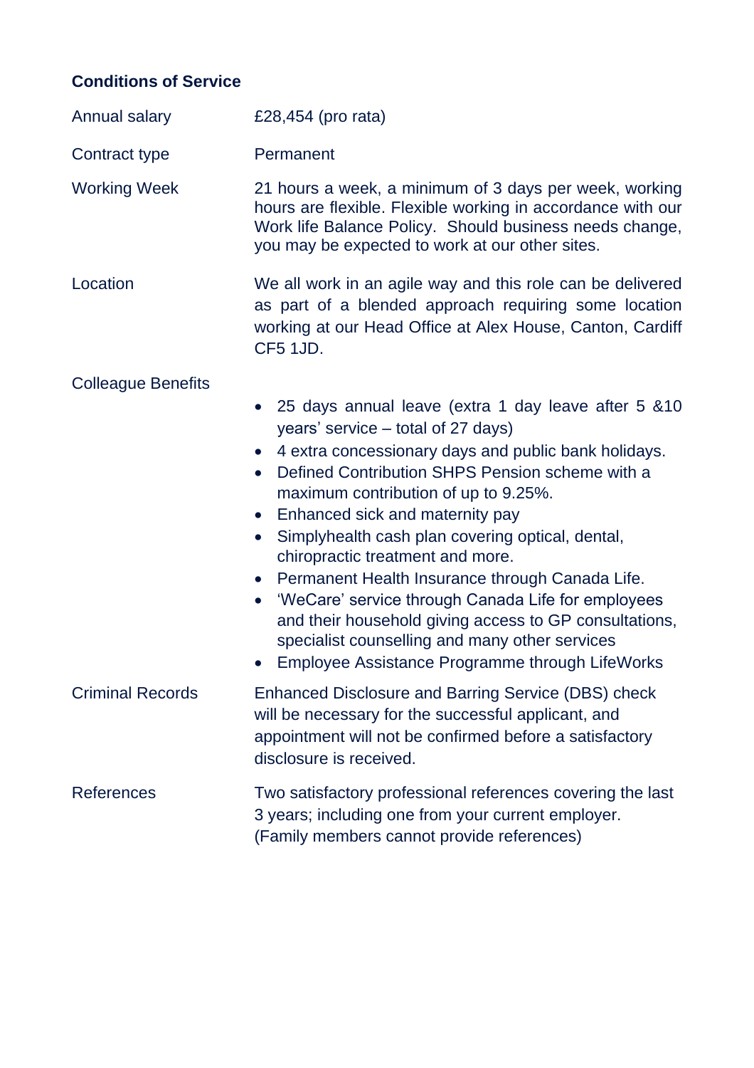## Conditions of Service

| | |
|---|---|
| Annual salary | £28,454 (pro rata) |
| Contract type | Permanent |
| Working Week | 21 hours a week, a minimum of 3 days per week, working hours are flexible. Flexible working in accordance with our Work life Balance Policy. Should business needs change, you may be expected to work at our other sites. |
| Location | We all work in an agile way and this role can be delivered as part of a blended approach requiring some location working at our Head Office at Alex House, Canton, Cardiff CF5 1JD. |
| Colleague Benefits | • 25 days annual leave (extra 1 day leave after 5 &10 years' service – total of 27 days)<br>• 4 extra concessionary days and public bank holidays.<br>• Defined Contribution SHPS Pension scheme with a maximum contribution of up to 9.25%.<br>• Enhanced sick and maternity pay<br>• Simplyhealth cash plan covering optical, dental, chiropractic treatment and more.<br>• Permanent Health Insurance through Canada Life.<br>• 'WeCare' service through Canada Life for employees and their household giving access to GP consultations, specialist counselling and many other services<br>• Employee Assistance Programme through LifeWorks |
| Criminal Records | Enhanced Disclosure and Barring Service (DBS) check will be necessary for the successful applicant, and appointment will not be confirmed before a satisfactory disclosure is received. |
| References | Two satisfactory professional references covering the last 3 years; including one from your current employer. (Family members cannot provide references) |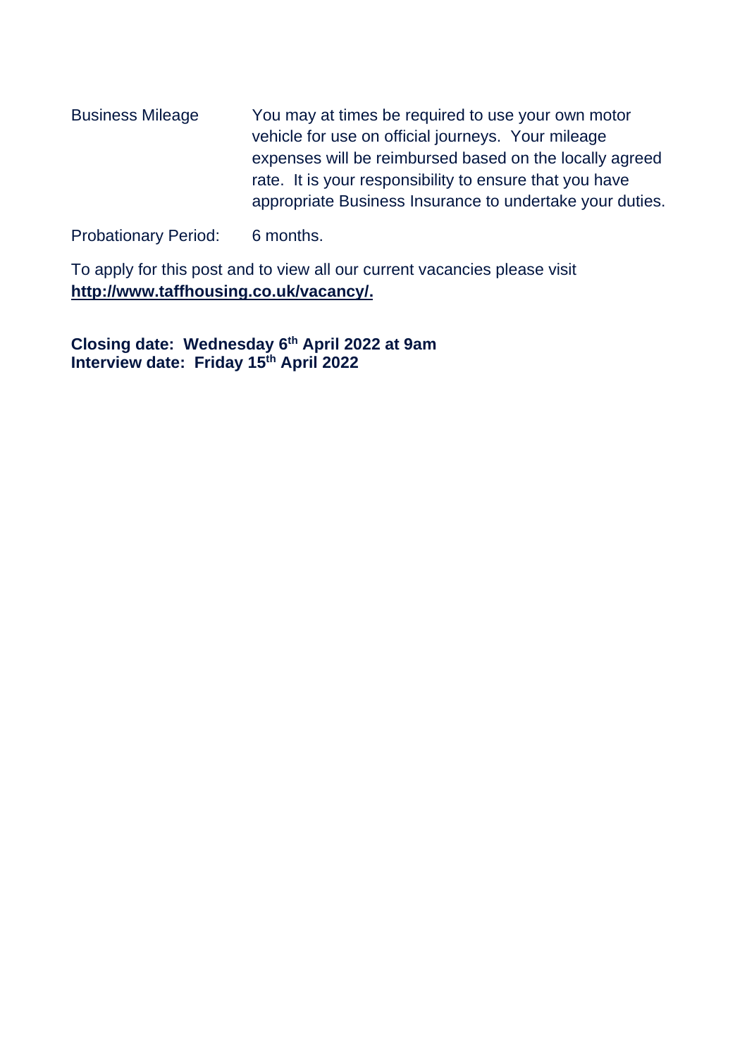| | |
|---|---|
| Business Mileage | You may at times be required to use your own motor vehicle for use on official journeys. Your mileage expenses will be reimbursed based on the locally agreed rate. It is your responsibility to ensure that you have appropriate Business Insurance to undertake your duties. |
| Probationary Period: | 6 months. |

To apply for this post and to view all our current vacancies please visit **http://www.taffhousing.co.uk/vacancy/.**

**Closing date: Wednesday 6th April 2022 at 9am**
**Interview date: Friday 15th April 2022**